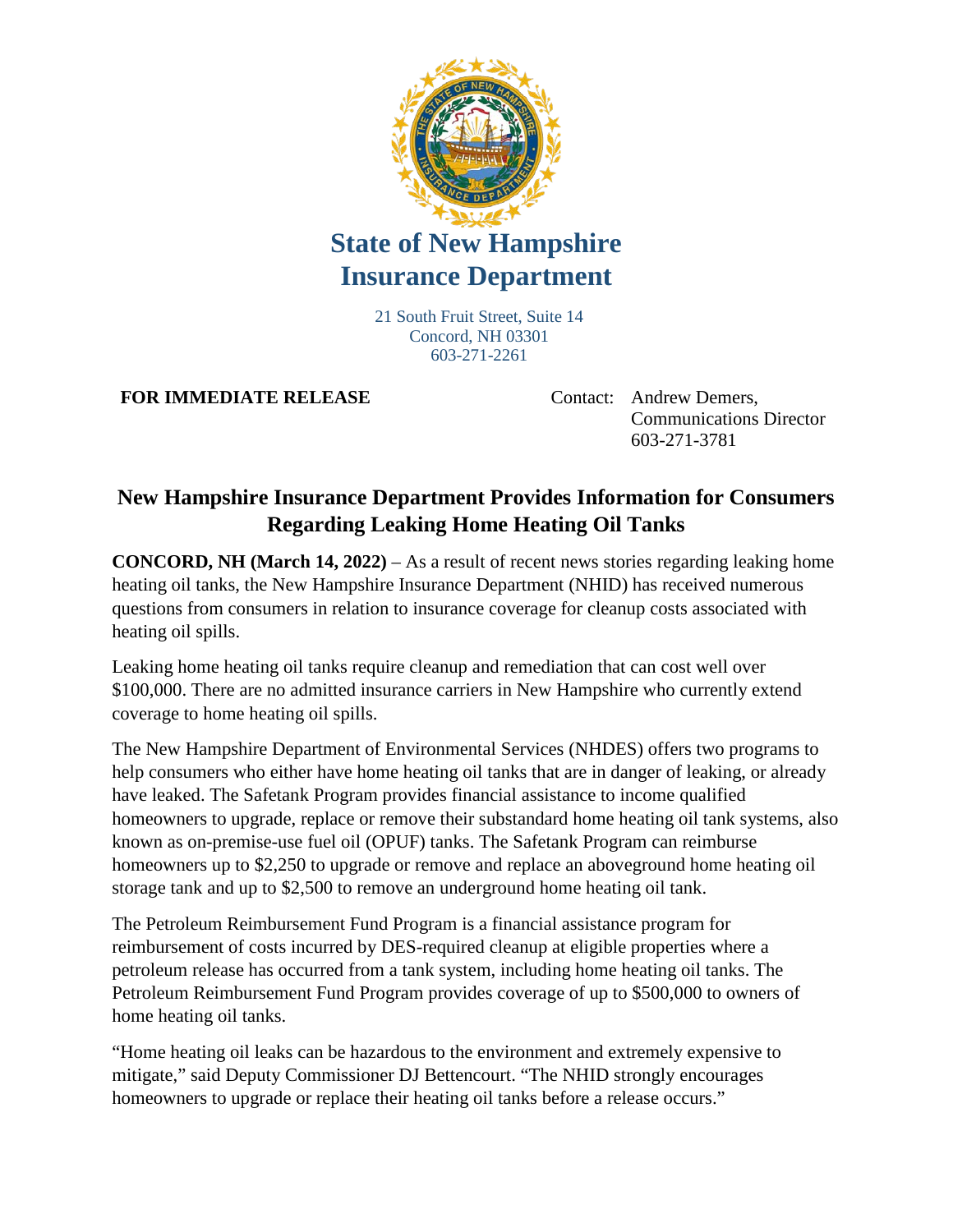# State of New Hampshire Insurance Department

21 South Fruit Street, Suite 14
Concord, NH 03301
603-271-2261

**FOR IMMEDIATE RELEASE**

Contact: Andrew Demers,
Communications Director
603-271-3781

## New Hampshire Insurance Department Provides Information for Consumers Regarding Leaking Home Heating Oil Tanks

**CONCORD, NH (March 14, 2022)** – As a result of recent news stories regarding leaking home heating oil tanks, the New Hampshire Insurance Department (NHID) has received numerous questions from consumers in relation to insurance coverage for cleanup costs associated with heating oil spills.

Leaking home heating oil tanks require cleanup and remediation that can cost well over $100,000. There are no admitted insurance carriers in New Hampshire who currently extend coverage to home heating oil spills.

The New Hampshire Department of Environmental Services (NHDES) offers two programs to help consumers who either have home heating oil tanks that are in danger of leaking, or already have leaked. The Safetank Program provides financial assistance to income qualified homeowners to upgrade, replace or remove their substandard home heating oil tank systems, also known as on-premise-use fuel oil (OPUF) tanks. The Safetank Program can reimburse homeowners up to $2,250 to upgrade or remove and replace an aboveground home heating oil storage tank and up to $2,500 to remove an underground home heating oil tank.

The Petroleum Reimbursement Fund Program is a financial assistance program for reimbursement of costs incurred by DES-required cleanup at eligible properties where a petroleum release has occurred from a tank system, including home heating oil tanks. The Petroleum Reimbursement Fund Program provides coverage of up to $500,000 to owners of home heating oil tanks.

"Home heating oil leaks can be hazardous to the environment and extremely expensive to mitigate," said Deputy Commissioner DJ Bettencourt. "The NHID strongly encourages homeowners to upgrade or replace their heating oil tanks before a release occurs."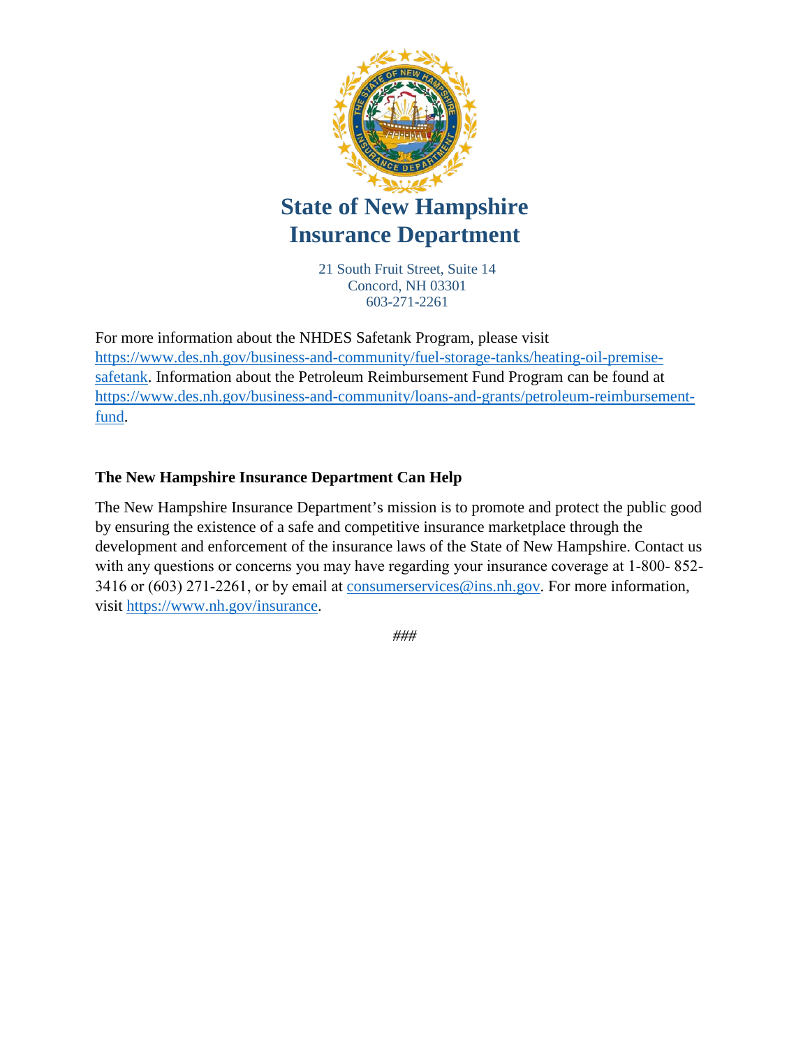# State of New Hampshire Insurance Department

21 South Fruit Street, Suite 14
Concord, NH 03301
603-271-2261

For more information about the NHDES Safetank Program, please visit https://www.des.nh.gov/business-and-community/fuel-storage-tanks/heating-oil-premise-safetank. Information about the Petroleum Reimbursement Fund Program can be found at https://www.des.nh.gov/business-and-community/loans-and-grants/petroleum-reimbursement-fund.

## The New Hampshire Insurance Department Can Help

The New Hampshire Insurance Department's mission is to promote and protect the public good by ensuring the existence of a safe and competitive insurance marketplace through the development and enforcement of the insurance laws of the State of New Hampshire. Contact us with any questions or concerns you may have regarding your insurance coverage at 1-800- 852-3416 or (603) 271-2261, or by email at consumerservices@ins.nh.gov. For more information, visit https://www.nh.gov/insurance.

###